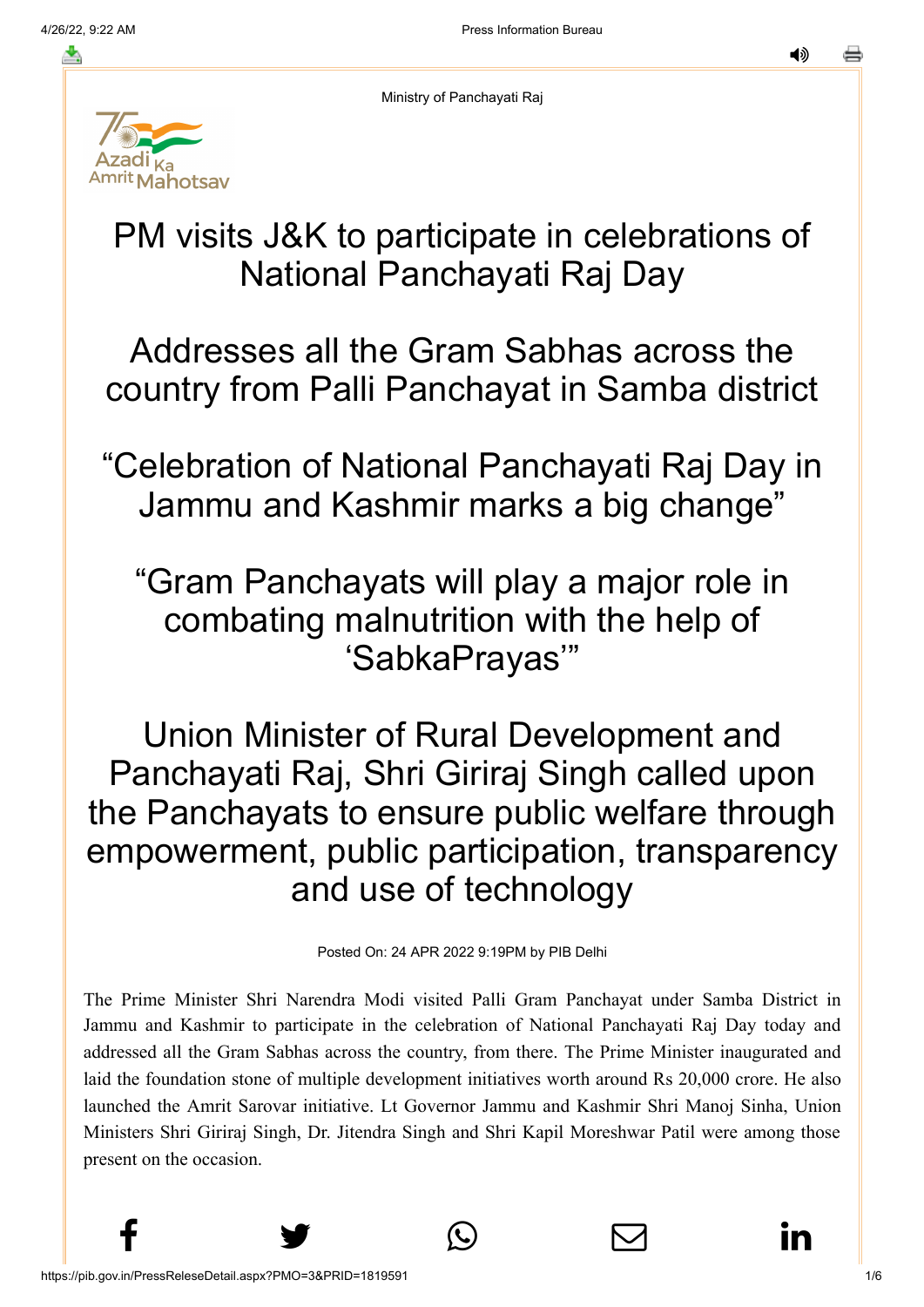Ministry of Panchayati Raj

# PM visits J&K to participate in celebrations of National Panchayati Raj Day

## Addresses all the Gram Sabhas across the country from Palli Panchayat in Samba district

## “Celebration of National Panchayati Raj Day in Jammu and Kashmir marks a big change”

## “Gram Panchayats will play a major role in combating malnutrition with the help of ‘SabkaPrayas’”

## Union Minister of Rural Development and Panchayati Raj, Shri Giriraj Singh called upon the Panchayats to ensure public welfare through empowerment, public participation, transparency and use of technology

Posted On: 24 APR 2022 9:19PM by PIB Delhi

The Prime Minister Shri Narendra Modi visited Palli Gram Panchayat under Samba District in Jammu and Kashmir to participate in the celebration of National Panchayati Raj Day today and addressed all the Gram Sabhas across the country, from there. The Prime Minister inaugurated and laid the foundation stone of multiple development initiatives worth around Rs 20,000 crore. He also launched the Amrit Sarovar initiative. Lt Governor Jammu and Kashmir Shri Manoj Sinha, Union Ministers Shri Giriraj Singh, Dr. Jitendra Singh and Shri Kapil Moreshwar Patil were among those present on the occasion.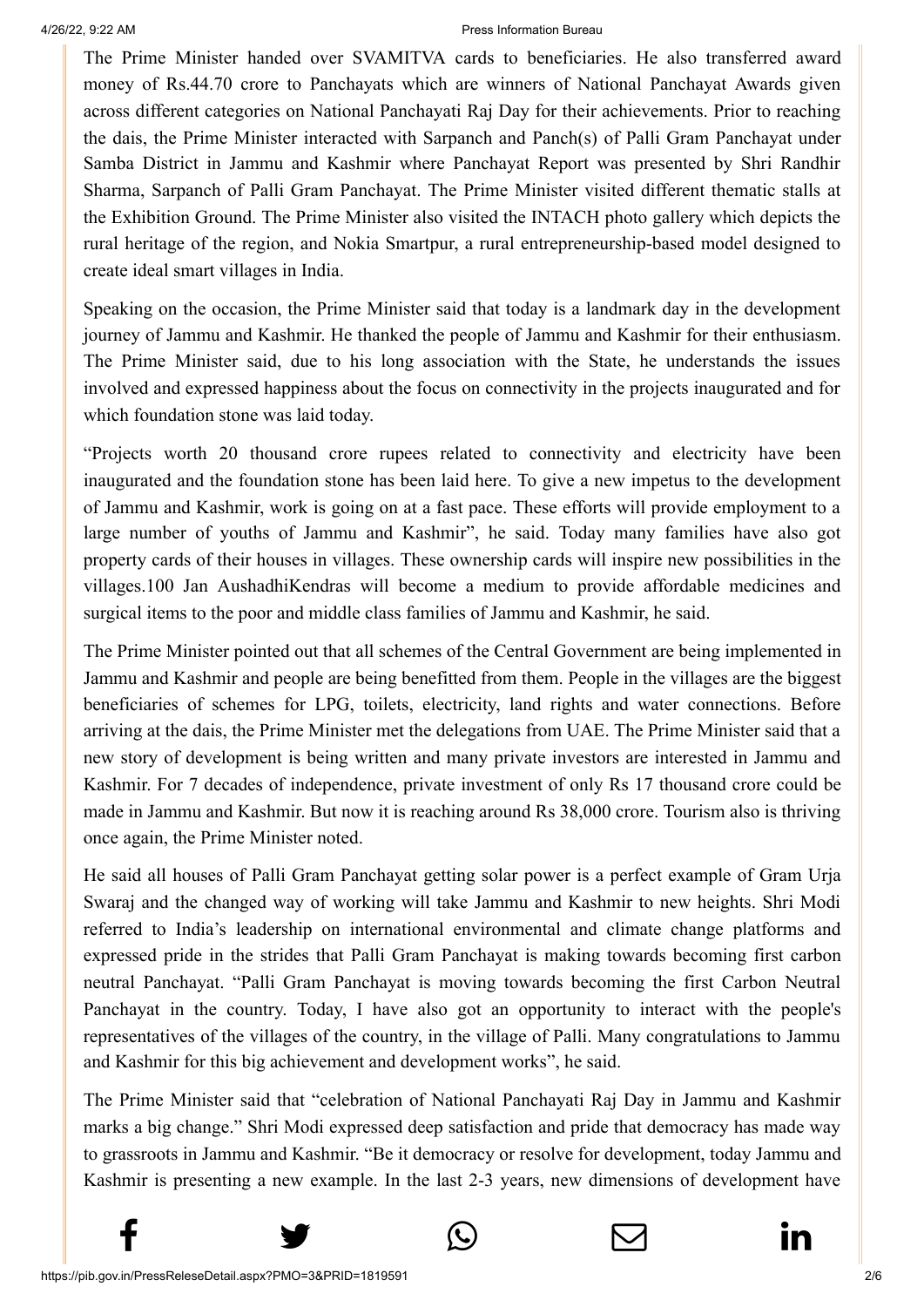The Prime Minister handed over SVAMITVA cards to beneficiaries. He also transferred award money of Rs.44.70 crore to Panchayats which are winners of National Panchayat Awards given across different categories on National Panchayati Raj Day for their achievements. Prior to reaching the dais, the Prime Minister interacted with Sarpanch and Panch(s) of Palli Gram Panchayat under Samba District in Jammu and Kashmir where Panchayat Report was presented by Shri Randhir Sharma, Sarpanch of Palli Gram Panchayat. The Prime Minister visited different thematic stalls at the Exhibition Ground. The Prime Minister also visited the INTACH photo gallery which depicts the rural heritage of the region, and Nokia Smartpur, a rural entrepreneurship-based model designed to create ideal smart villages in India.

Speaking on the occasion, the Prime Minister said that today is a landmark day in the development journey of Jammu and Kashmir. He thanked the people of Jammu and Kashmir for their enthusiasm. The Prime Minister said, due to his long association with the State, he understands the issues involved and expressed happiness about the focus on connectivity in the projects inaugurated and for which foundation stone was laid today.

"Projects worth 20 thousand crore rupees related to connectivity and electricity have been inaugurated and the foundation stone has been laid here. To give a new impetus to the development of Jammu and Kashmir, work is going on at a fast pace. These efforts will provide employment to a large number of youths of Jammu and Kashmir", he said. Today many families have also got property cards of their houses in villages. These ownership cards will inspire new possibilities in the villages.100 Jan AushadhiKendras will become a medium to provide affordable medicines and surgical items to the poor and middle class families of Jammu and Kashmir, he said.

The Prime Minister pointed out that all schemes of the Central Government are being implemented in Jammu and Kashmir and people are being benefitted from them. People in the villages are the biggest beneficiaries of schemes for LPG, toilets, electricity, land rights and water connections. Before arriving at the dais, the Prime Minister met the delegations from UAE. The Prime Minister said that a new story of development is being written and many private investors are interested in Jammu and Kashmir. For 7 decades of independence, private investment of only Rs 17 thousand crore could be made in Jammu and Kashmir. But now it is reaching around Rs 38,000 crore. Tourism also is thriving once again, the Prime Minister noted.

He said all houses of Palli Gram Panchayat getting solar power is a perfect example of Gram Urja Swaraj and the changed way of working will take Jammu and Kashmir to new heights. Shri Modi referred to India's leadership on international environmental and climate change platforms and expressed pride in the strides that Palli Gram Panchayat is making towards becoming first carbon neutral Panchayat. "Palli Gram Panchayat is moving towards becoming the first Carbon Neutral Panchayat in the country. Today, I have also got an opportunity to interact with the people's representatives of the villages of the country, in the village of Palli. Many congratulations to Jammu and Kashmir for this big achievement and development works", he said.

The Prime Minister said that "celebration of National Panchayati Raj Day in Jammu and Kashmir marks a big change." Shri Modi expressed deep satisfaction and pride that democracy has made way to grassroots in Jammu and Kashmir. "Be it democracy or resolve for development, today Jammu and Kashmir is presenting a new example. In the last 2-3 years, new dimensions of development have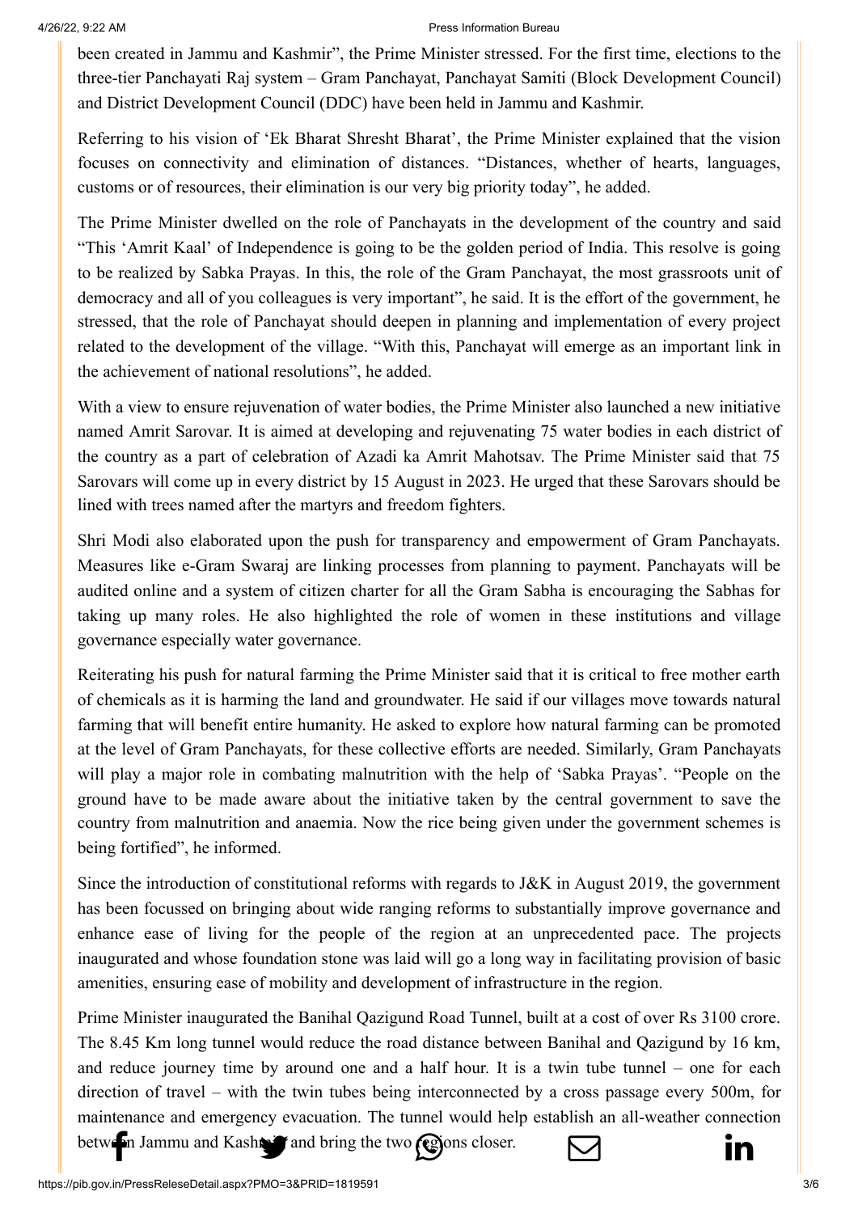been created in Jammu and Kashmir", the Prime Minister stressed. For the first time, elections to the three-tier Panchayati Raj system – Gram Panchayat, Panchayat Samiti (Block Development Council) and District Development Council (DDC) have been held in Jammu and Kashmir.

Referring to his vision of 'Ek Bharat Shresht Bharat', the Prime Minister explained that the vision focuses on connectivity and elimination of distances. "Distances, whether of hearts, languages, customs or of resources, their elimination is our very big priority today", he added.

The Prime Minister dwelled on the role of Panchayats in the development of the country and said "This 'Amrit Kaal' of Independence is going to be the golden period of India. This resolve is going to be realized by Sabka Prayas. In this, the role of the Gram Panchayat, the most grassroots unit of democracy and all of you colleagues is very important", he said. It is the effort of the government, he stressed, that the role of Panchayat should deepen in planning and implementation of every project related to the development of the village. "With this, Panchayat will emerge as an important link in the achievement of national resolutions", he added.

With a view to ensure rejuvenation of water bodies, the Prime Minister also launched a new initiative named Amrit Sarovar. It is aimed at developing and rejuvenating 75 water bodies in each district of the country as a part of celebration of Azadi ka Amrit Mahotsav. The Prime Minister said that 75 Sarovars will come up in every district by 15 August in 2023. He urged that these Sarovars should be lined with trees named after the martyrs and freedom fighters.

Shri Modi also elaborated upon the push for transparency and empowerment of Gram Panchayats. Measures like e-Gram Swaraj are linking processes from planning to payment. Panchayats will be audited online and a system of citizen charter for all the Gram Sabha is encouraging the Sabhas for taking up many roles. He also highlighted the role of women in these institutions and village governance especially water governance.

Reiterating his push for natural farming the Prime Minister said that it is critical to free mother earth of chemicals as it is harming the land and groundwater. He said if our villages move towards natural farming that will benefit entire humanity. He asked to explore how natural farming can be promoted at the level of Gram Panchayats, for these collective efforts are needed. Similarly, Gram Panchayats will play a major role in combating malnutrition with the help of 'Sabka Prayas'. "People on the ground have to be made aware about the initiative taken by the central government to save the country from malnutrition and anaemia. Now the rice being given under the government schemes is being fortified", he informed.

Since the introduction of constitutional reforms with regards to J&K in August 2019, the government has been focussed on bringing about wide ranging reforms to substantially improve governance and enhance ease of living for the people of the region at an unprecedented pace. The projects inaugurated and whose foundation stone was laid will go a long way in facilitating provision of basic amenities, ensuring ease of mobility and development of infrastructure in the region.

Prime Minister inaugurated the Banihal Qazigund Road Tunnel, built at a cost of over Rs 3100 crore. The 8.45 Km long tunnel would reduce the road distance between Banihal and Qazigund by 16 km, and reduce journey time by around one and a half hour. It is a twin tube tunnel – one for each direction of travel – with the twin tubes being interconnected by a cross passage every 500m, for maintenance and emergency evacuation. The tunnel would help establish an all-weather connection between Jammu and Kashmir and bring the two regions closer.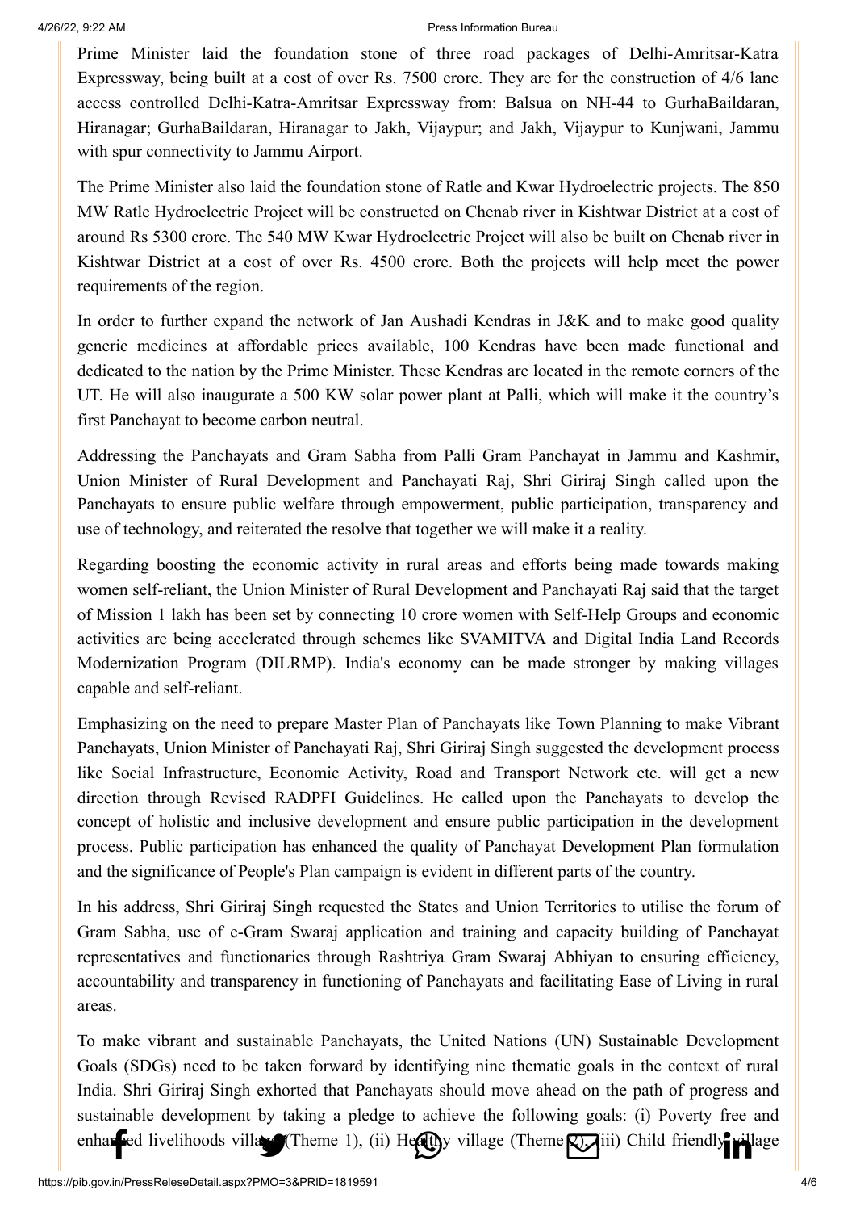Prime Minister laid the foundation stone of three road packages of Delhi-Amritsar-Katra Expressway, being built at a cost of over Rs. 7500 crore. They are for the construction of 4/6 lane access controlled Delhi-Katra-Amritsar Expressway from: Balsua on NH-44 to GurhaBaildaran, Hiranagar; GurhaBaildaran, Hiranagar to Jakh, Vijaypur; and Jakh, Vijaypur to Kunjwani, Jammu with spur connectivity to Jammu Airport.

The Prime Minister also laid the foundation stone of Ratle and Kwar Hydroelectric projects. The 850 MW Ratle Hydroelectric Project will be constructed on Chenab river in Kishtwar District at a cost of around Rs 5300 crore. The 540 MW Kwar Hydroelectric Project will also be built on Chenab river in Kishtwar District at a cost of over Rs. 4500 crore. Both the projects will help meet the power requirements of the region.

In order to further expand the network of Jan Aushadi Kendras in J&K and to make good quality generic medicines at affordable prices available, 100 Kendras have been made functional and dedicated to the nation by the Prime Minister. These Kendras are located in the remote corners of the UT. He will also inaugurate a 500 KW solar power plant at Palli, which will make it the country's first Panchayat to become carbon neutral.

Addressing the Panchayats and Gram Sabha from Palli Gram Panchayat in Jammu and Kashmir, Union Minister of Rural Development and Panchayati Raj, Shri Giriraj Singh called upon the Panchayats to ensure public welfare through empowerment, public participation, transparency and use of technology, and reiterated the resolve that together we will make it a reality.

Regarding boosting the economic activity in rural areas and efforts being made towards making women self-reliant, the Union Minister of Rural Development and Panchayati Raj said that the target of Mission 1 lakh has been set by connecting 10 crore women with Self-Help Groups and economic activities are being accelerated through schemes like SVAMITVA and Digital India Land Records Modernization Program (DILRMP). India's economy can be made stronger by making villages capable and self-reliant.

Emphasizing on the need to prepare Master Plan of Panchayats like Town Planning to make Vibrant Panchayats, Union Minister of Panchayati Raj, Shri Giriraj Singh suggested the development process like Social Infrastructure, Economic Activity, Road and Transport Network etc. will get a new direction through Revised RADPFI Guidelines. He called upon the Panchayats to develop the concept of holistic and inclusive development and ensure public participation in the development process. Public participation has enhanced the quality of Panchayat Development Plan formulation and the significance of People's Plan campaign is evident in different parts of the country.

In his address, Shri Giriraj Singh requested the States and Union Territories to utilise the forum of Gram Sabha, use of e-Gram Swaraj application and training and capacity building of Panchayat representatives and functionaries through Rashtriya Gram Swaraj Abhiyan to ensuring efficiency, accountability and transparency in functioning of Panchayats and facilitating Ease of Living in rural areas.

To make vibrant and sustainable Panchayats, the United Nations (UN) Sustainable Development Goals (SDGs) need to be taken forward by identifying nine thematic goals in the context of rural India. Shri Giriraj Singh exhorted that Panchayats should move ahead on the path of progress and sustainable development by taking a pledge to achieve the following goals: (i) Poverty free and enhanced livelihoods village (Theme 1), (ii) Healthy village (Theme 2), (iii) Child friendly village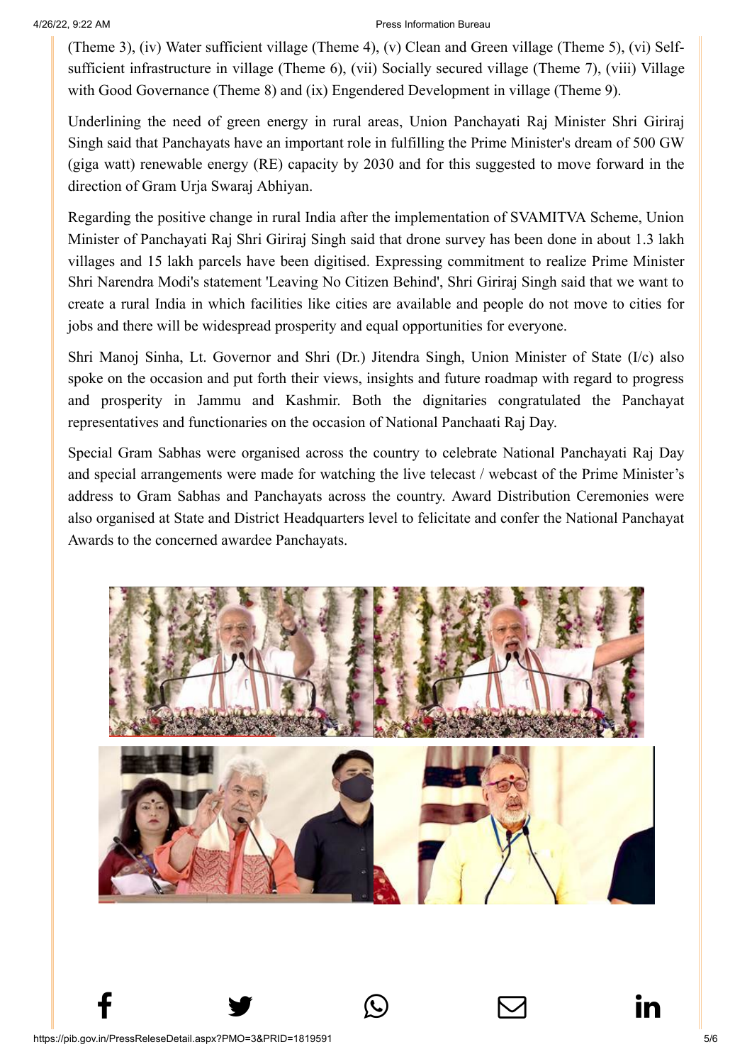(Theme 3), (iv) Water sufficient village (Theme 4), (v) Clean and Green village (Theme 5), (vi) Self-sufficient infrastructure in village (Theme 6), (vii) Socially secured village (Theme 7), (viii) Village with Good Governance (Theme 8) and (ix) Engendered Development in village (Theme 9).

Underlining the need of green energy in rural areas, Union Panchayati Raj Minister Shri Giriraj Singh said that Panchayats have an important role in fulfilling the Prime Minister's dream of 500 GW (giga watt) renewable energy (RE) capacity by 2030 and for this suggested to move forward in the direction of Gram Urja Swaraj Abhiyan.

Regarding the positive change in rural India after the implementation of SVAMITVA Scheme, Union Minister of Panchayati Raj Shri Giriraj Singh said that drone survey has been done in about 1.3 lakh villages and 15 lakh parcels have been digitised. Expressing commitment to realize Prime Minister Shri Narendra Modi's statement 'Leaving No Citizen Behind', Shri Giriraj Singh said that we want to create a rural India in which facilities like cities are available and people do not move to cities for jobs and there will be widespread prosperity and equal opportunities for everyone.

Shri Manoj Sinha, Lt. Governor and Shri (Dr.) Jitendra Singh, Union Minister of State (I/c) also spoke on the occasion and put forth their views, insights and future roadmap with regard to progress and prosperity in Jammu and Kashmir. Both the dignitaries congratulated the Panchayat representatives and functionaries on the occasion of National Panchaati Raj Day.

Special Gram Sabhas were organised across the country to celebrate National Panchayati Raj Day and special arrangements were made for watching the live telecast / webcast of the Prime Minister's address to Gram Sabhas and Panchayats across the country. Award Distribution Ceremonies were also organised at State and District Headquarters level to felicitate and confer the National Panchayat Awards to the concerned awardee Panchayats.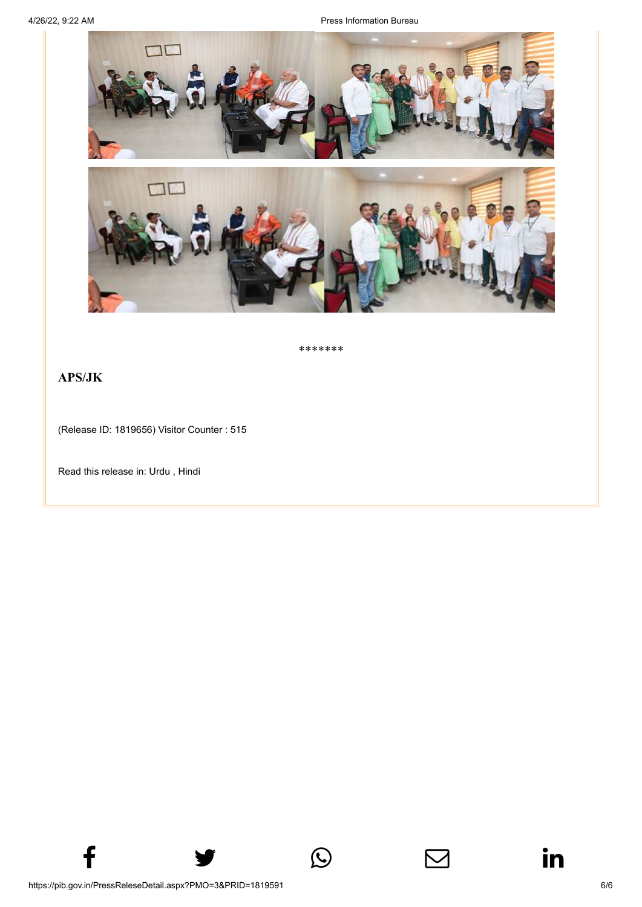*******

**APS/JK**

(Release ID: 1819656) Visitor Counter : 515

Read this release in: Urdu , Hindi